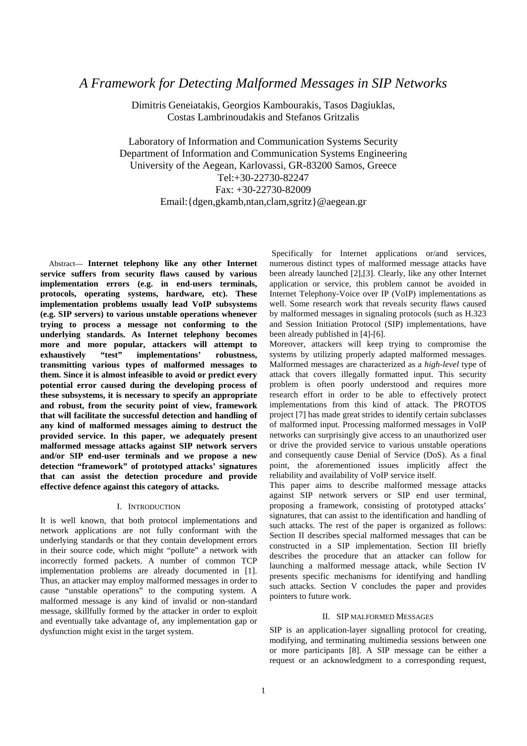# A Framework for Detecting Malformed Messages in SIP Networks

Dimitris Geneiatakis, Georgios Kambourakis, Tasos Dagiuklas, Costas Lambrinoudakis and Stefanos Gritzalis

Laboratory of Information and Communication Systems Security
Department of Information and Communication Systems Engineering
University of the Aegean, Karlovassi, GR-83200 Samos, Greece
Tel:+30-22730-82247
Fax: +30-22730-82009
Email:{dgen,gkamb,ntan,clam,sgritz}@aegean.gr

*Abstract*— **Internet telephony like any other Internet service suffers from security flaws caused by various implementation errors (e.g. in end-users terminals, protocols, operating systems, hardware, etc). These implementation problems usually lead VoIP subsystems (e.g. SIP servers) to various unstable operations whenever trying to process a message not conforming to the underlying standards. As Internet telephony becomes more and more popular, attackers will attempt to exhaustively "test" implementations' robustness, transmitting various types of malformed messages to them. Since it is almost infeasible to avoid or predict every potential error caused during the developing process of these subsystems, it is necessary to specify an appropriate and robust, from the security point of view, framework that will facilitate the successful detection and handling of any kind of malformed messages aiming to destruct the provided service. In this paper, we adequately present malformed message attacks against SIP network servers and/or SIP end-user terminals and we propose a new detection "framework" of prototyped attacks' signatures that can assist the detection procedure and provide effective defence against this category of attacks.**

## I. Introduction

It is well known, that both protocol implementations and network applications are not fully conformant with the underlying standards or that they contain development errors in their source code, which might "pollute" a network with incorrectly formed packets. A number of common TCP implementation problems are already documented in [1]. Thus, an attacker may employ malformed messages in order to cause "unstable operations" to the computing system. A malformed message is any kind of invalid or non-standard message, skillfully formed by the attacker in order to exploit and eventually take advantage of, any implementation gap or dysfunction might exist in the target system.

Specifically for Internet applications or/and services, numerous distinct types of malformed message attacks have been already launched [2],[3]. Clearly, like any other Internet application or service, this problem cannot be avoided in Internet Telephony-Voice over IP (VoIP) implementations as well. Some research work that reveals security flaws caused by malformed messages in signaling protocols (such as H.323 and Session Initiation Protocol (SIP) implementations, have been already published in [4]-[6].

Moreover, attackers will keep trying to compromise the systems by utilizing properly adapted malformed messages. Malformed messages are characterized as a *high-level* type of attack that covers illegally formatted input. This security problem is often poorly understood and requires more research effort in order to be able to effectively protect implementations from this kind of attack. The PROTOS project [7] has made great strides to identify certain subclasses of malformed input. Processing malformed messages in VoIP networks can surprisingly give access to an unauthorized user or drive the provided service to various unstable operations and consequently cause Denial of Service (DoS). As a final point, the aforementioned issues implicitly affect the reliability and availability of VoIP service itself.

This paper aims to describe malformed message attacks against SIP network servers or SIP end user terminal, proposing a framework, consisting of prototyped attacks' signatures, that can assist to the identification and handling of such attacks. The rest of the paper is organized as follows: Section II describes special malformed messages that can be constructed in a SIP implementation. Section III briefly describes the procedure that an attacker can follow for launching a malformed message attack, while Section IV presents specific mechanisms for identifying and handling such attacks. Section V concludes the paper and provides pointers to future work.

## II. SIP malformed Messages

SIP is an application-layer signalling protocol for creating, modifying, and terminating multimedia sessions between one or more participants [8]. A SIP message can be either a request or an acknowledgment to a corresponding request,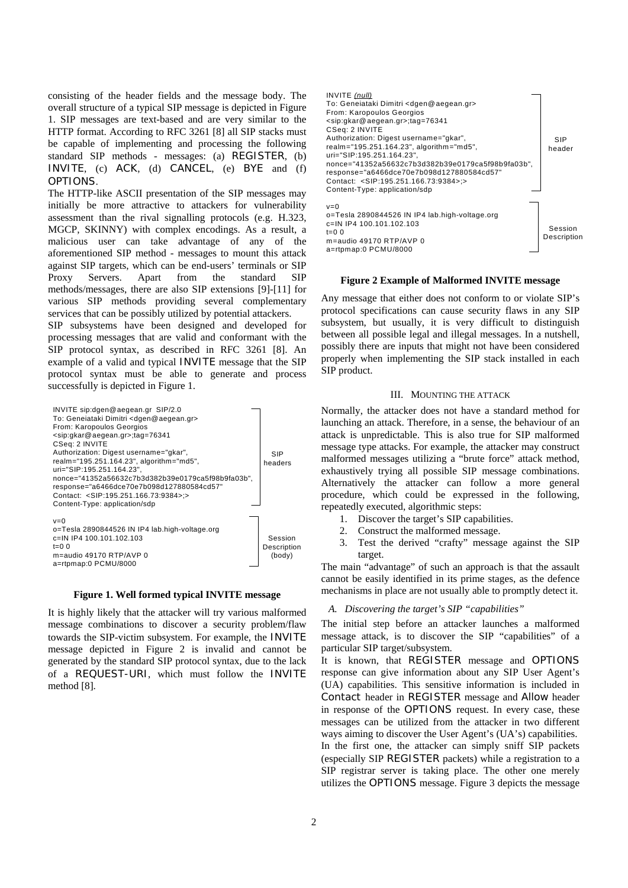consisting of the header fields and the message body. The overall structure of a typical SIP message is depicted in Figure 1. SIP messages are text-based and are very similar to the HTTP format. According to RFC 3261 [8] all SIP stacks must be capable of implementing and processing the following standard SIP methods - messages: (a) REGISTER, (b) INVITE, (c) ACK, (d) CANCEL, (e) BYE and (f) OPTIONS.

The HTTP-like ASCII presentation of the SIP messages may initially be more attractive to attackers for vulnerability assessment than the rival signalling protocols (e.g. H.323, MGCP, SKINNY) with complex encodings. As a result, a malicious user can take advantage of any of the aforementioned SIP method - messages to mount this attack against SIP targets, which can be end-users' terminals or SIP Proxy Servers. Apart from the standard SIP methods/messages, there are also SIP extensions [9]-[11] for various SIP methods providing several complementary services that can be possibly utilized by potential attackers.

SIP subsystems have been designed and developed for processing messages that are valid and conformant with the SIP protocol syntax, as described in RFC 3261 [8]. An example of a valid and typical INVITE message that the SIP protocol syntax must be able to generate and process successfully is depicted in Figure 1.

```
INVITE sip:dgen@aegean.gr  SIP/2.0
To: Geneiataki Dimitri <dgen@aegean.gr>
From: Karopoulos Georgios
<sip:gkar@aegean.gr>;tag=76341
CSeq: 2 INVITE
Authorization: Digest username="gkar",
realm="195.251.164.23", algorithm="md5",
uri="SIP:195.251.164.23",
nonce="41352a56632c7b3d382b39e0179ca5f98b9fa03b",
response="a6466dce70e7b098d127880584cd57"
Contact:  <SIP:195.251.166.73:9384>;>
Content-Type: application/sdp
                                                    [SIP headers]
v=0
o=Tesla 2890844526 IN IP4 lab.high-voltage.org
c=IN IP4 100.101.102.103
t=0 0
m=audio 49170 RTP/AVP 0
a=rtpmap:0 PCMU/8000
                                                    [Session Description (body)]
```

**Figure 1. Well formed typical INVITE message**

It is highly likely that the attacker will try various malformed message combinations to discover a security problem/flaw towards the SIP-victim subsystem. For example, the INVITE message depicted in Figure 2 is invalid and cannot be generated by the standard SIP protocol syntax, due to the lack of a REQUEST-URI, which must follow the INVITE method [8].

```
INVITE (null)
To: Geneiataki Dimitri <dgen@aegean.gr>
From: Karopoulos Georgios
<sip:gkar@aegean.gr>;tag=76341
CSeq: 2 INVITE
Authorization: Digest username="gkar",
realm="195.251.164.23", algorithm="md5",
uri="SIP:195.251.164.23",
nonce="41352a56632c7b3d382b39e0179ca5f98b9fa03b",
response="a6466dce70e7b098d127880584cd57"
Contact:  <SIP:195.251.166.73:9384>;>
Content-Type: application/sdp
                                                    [SIP header]
v=0
o=Tesla 2890844526 IN IP4 lab.high-voltage.org
c=IN IP4 100.101.102.103
t=0 0
m=audio 49170 RTP/AVP 0
a=rtpmap:0 PCMU/8000
                                                    [Session Description]
```

**Figure 2 Example of Malformed INVITE message**

Any message that either does not conform to or violate SIP's protocol specifications can cause security flaws in any SIP subsystem, but usually, it is very difficult to distinguish between all possible legal and illegal messages. In a nutshell, possibly there are inputs that might not have been considered properly when implementing the SIP stack installed in each SIP product.

## III. Mounting the Attack

Normally, the attacker does not have a standard method for launching an attack. Therefore, in a sense, the behaviour of an attack is unpredictable. This is also true for SIP malformed message type attacks. For example, the attacker may construct malformed messages utilizing a "brute force" attack method, exhaustively trying all possible SIP message combinations. Alternatively the attacker can follow a more general procedure, which could be expressed in the following, repeatedly executed, algorithmic steps:

1. Discover the target's SIP capabilities.
2. Construct the malformed message.
3. Test the derived "crafty" message against the SIP target.

The main "advantage" of such an approach is that the assault cannot be easily identified in its prime stages, as the defence mechanisms in place are not usually able to promptly detect it.

### *A. Discovering the target's SIP "capabilities"*

The initial step before an attacker launches a malformed message attack, is to discover the SIP "capabilities" of a particular SIP target/subsystem.

It is known, that REGISTER message and OPTIONS response can give information about any SIP User Agent's (UA) capabilities. This sensitive information is included in Contact header in REGISTER message and Allow header in response of the OPTIONS request. In every case, these messages can be utilized from the attacker in two different ways aiming to discover the User Agent's (UA's) capabilities. In the first one, the attacker can simply sniff SIP packets (especially SIP REGISTER packets) while a registration to a SIP registrar server is taking place. The other one merely utilizes the OPTIONS message. Figure 3 depicts the message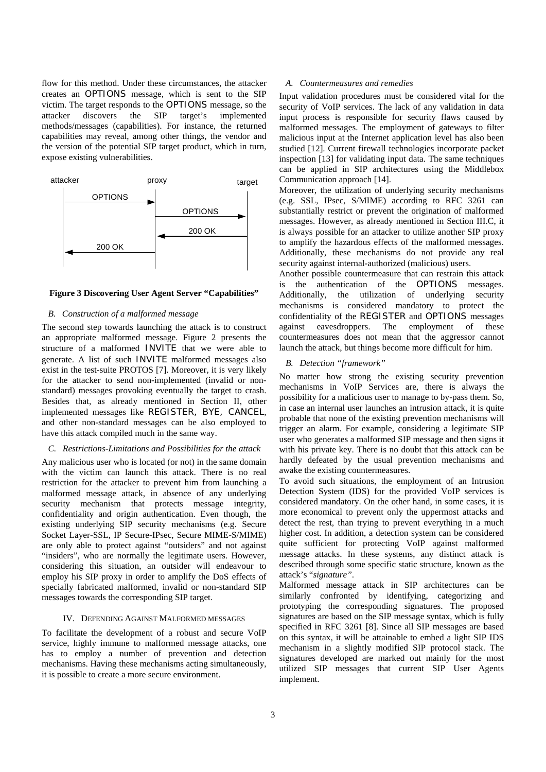flow for this method. Under these circumstances, the attacker creates an OPTIONS message, which is sent to the SIP victim. The target responds to the OPTIONS message, so the attacker discovers the SIP target's implemented methods/messages (capabilities). For instance, the returned capabilities may reveal, among other things, the vendor and the version of the potential SIP target product, which in turn, expose existing vulnerabilities.

**Figure 3 Discovering User Agent Server "Capabilities"**

### *B. Construction of a malformed message*

The second step towards launching the attack is to construct an appropriate malformed message. Figure 2 presents the structure of a malformed INVITE that we were able to generate. A list of such INVITE malformed messages also exist in the test-suite PROTOS [7]. Moreover, it is very likely for the attacker to send non-implemented (invalid or non-standard) messages provoking eventually the target to crash. Besides that, as already mentioned in Section II, other implemented messages like REGISTER, BYE, CANCEL, and other non-standard messages can be also employed to have this attack compiled much in the same way.

### *C. Restrictions-Limitations and Possibilities for the attack*

Any malicious user who is located (or not) in the same domain with the victim can launch this attack. There is no real restriction for the attacker to prevent him from launching a malformed message attack, in absence of any underlying security mechanism that protects message integrity, confidentiality and origin authentication. Even though, the existing underlying SIP security mechanisms (e.g. Secure Socket Layer-SSL, IP Secure-IPsec, Secure MIME-S/MIME) are only able to protect against "outsiders" and not against "insiders", who are normally the legitimate users. However, considering this situation, an outsider will endeavour to employ his SIP proxy in order to amplify the DoS effects of specially fabricated malformed, invalid or non-standard SIP messages towards the corresponding SIP target.

## IV. Defending Against Malformed messages

To facilitate the development of a robust and secure VoIP service, highly immune to malformed message attacks, one has to employ a number of prevention and detection mechanisms. Having these mechanisms acting simultaneously, it is possible to create a more secure environment.

### *A. Countermeasures and remedies*

Input validation procedures must be considered vital for the security of VoIP services. The lack of any validation in data input process is responsible for security flaws caused by malformed messages. The employment of gateways to filter malicious input at the Internet application level has also been studied [12]. Current firewall technologies incorporate packet inspection [13] for validating input data. The same techniques can be applied in SIP architectures using the Middlebox Communication approach [14].

Moreover, the utilization of underlying security mechanisms (e.g. SSL, IPsec, S/MIME) according to RFC 3261 can substantially restrict or prevent the origination of malformed messages. However, as already mentioned in Section III.C, it is always possible for an attacker to utilize another SIP proxy to amplify the hazardous effects of the malformed messages. Additionally, these mechanisms do not provide any real security against internal-authorized (malicious) users.

Another possible countermeasure that can restrain this attack is the authentication of the OPTIONS messages. Additionally, the utilization of underlying security mechanisms is considered mandatory to protect the confidentiality of the REGISTER and OPTIONS messages against eavesdroppers. The employment of these countermeasures does not mean that the aggressor cannot launch the attack, but things become more difficult for him.

### *B. Detection "framework"*

No matter how strong the existing security prevention mechanisms in VoIP Services are, there is always the possibility for a malicious user to manage to by-pass them. So, in case an internal user launches an intrusion attack, it is quite probable that none of the existing prevention mechanisms will trigger an alarm. For example, considering a legitimate SIP user who generates a malformed SIP message and then signs it with his private key. There is no doubt that this attack can be hardly defeated by the usual prevention mechanisms and awake the existing countermeasures.

To avoid such situations, the employment of an Intrusion Detection System (IDS) for the provided VoIP services is considered mandatory. On the other hand, in some cases, it is more economical to prevent only the uppermost attacks and detect the rest, than trying to prevent everything in a much higher cost. In addition, a detection system can be considered quite sufficient for protecting VoIP against malformed message attacks. In these systems, any distinct attack is described through some specific static structure, known as the attack's "*signature"*.

Malformed message attack in SIP architectures can be similarly confronted by identifying, categorizing and prototyping the corresponding signatures. The proposed signatures are based on the SIP message syntax, which is fully specified in RFC 3261 [8]. Since all SIP messages are based on this syntax, it will be attainable to embed a light SIP IDS mechanism in a slightly modified SIP protocol stack. The signatures developed are marked out mainly for the most utilized SIP messages that current SIP User Agents implement.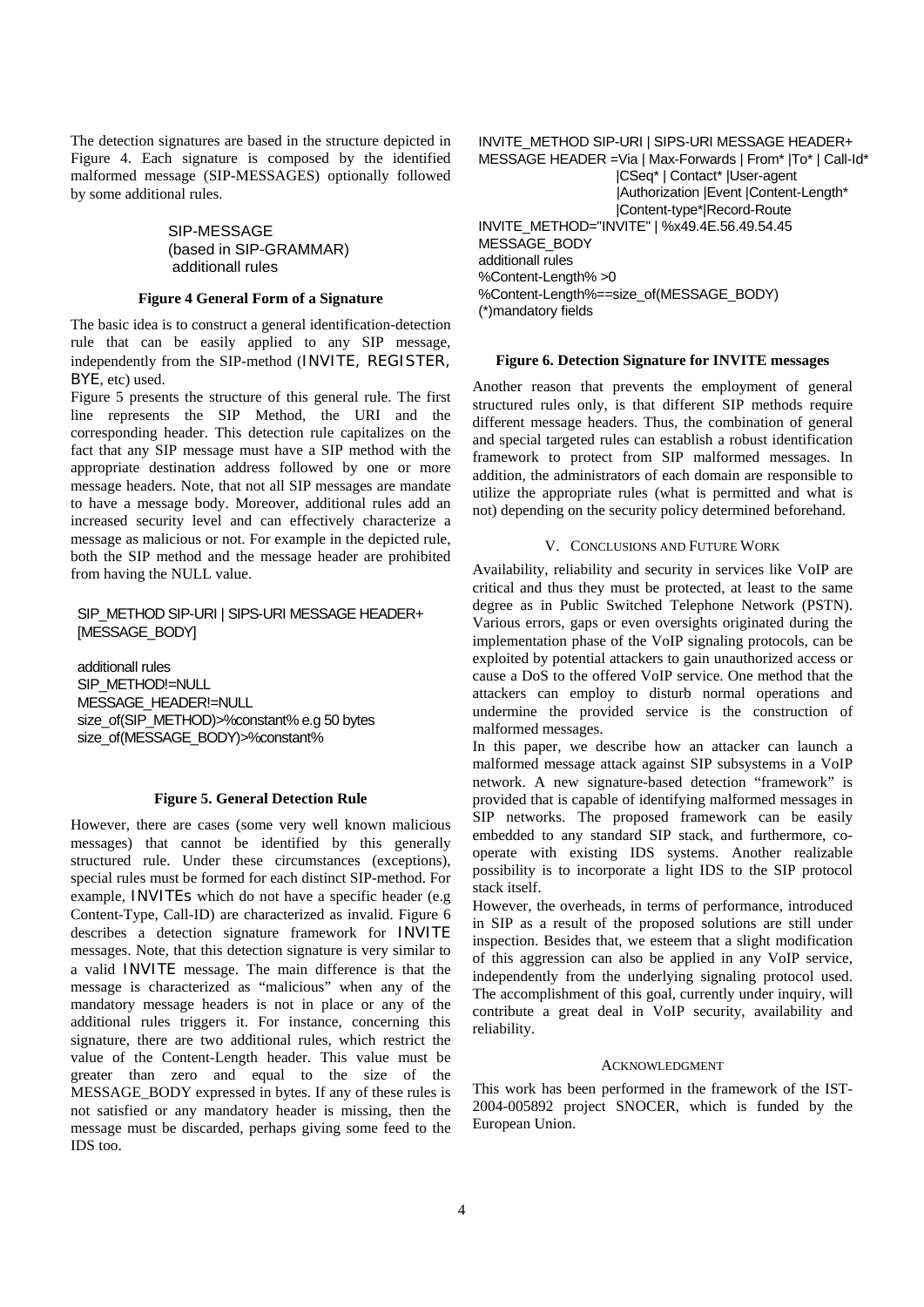The detection signatures are based in the structure depicted in Figure 4. Each signature is composed by the identified malformed message (SIP-MESSAGES) optionally followed by some additional rules.

```
SIP-MESSAGE
(based in SIP-GRAMMAR)
 additionall rules
```

**Figure 4 General Form of a Signature**

The basic idea is to construct a general identification-detection rule that can be easily applied to any SIP message, independently from the SIP-method (INVITE, REGISTER, BYE, etc) used.

Figure 5 presents the structure of this general rule. The first line represents the SIP Method, the URI and the corresponding header. This detection rule capitalizes on the fact that any SIP message must have a SIP method with the appropriate destination address followed by one or more message headers. Note, that not all SIP messages are mandate to have a message body. Moreover, additional rules add an increased security level and can effectively characterize a message as malicious or not. For example in the depicted rule, both the SIP method and the message header are prohibited from having the NULL value.

```
SIP_METHOD SIP-URI | SIPS-URI MESSAGE HEADER+
[MESSAGE_BODY]

additionall rules
SIP_METHOD!=NULL
MESSAGE_HEADER!=NULL
size_of(SIP_METHOD)>%constant% e.g 50 bytes
size_of(MESSAGE_BODY)>%constant%
```

**Figure 5. General Detection Rule**

However, there are cases (some very well known malicious messages) that cannot be identified by this generally structured rule. Under these circumstances (exceptions), special rules must be formed for each distinct SIP-method. For example, INVITEs which do not have a specific header (e.g Content-Type, Call-ID) are characterized as invalid. Figure 6 describes a detection signature framework for INVITE messages. Note, that this detection signature is very similar to a valid INVITE message. The main difference is that the message is characterized as "malicious" when any of the mandatory message headers is not in place or any of the additional rules triggers it. For instance, concerning this signature, there are two additional rules, which restrict the value of the Content-Length header. This value must be greater than zero and equal to the size of the MESSAGE_BODY expressed in bytes. If any of these rules is not satisfied or any mandatory header is missing, then the message must be discarded, perhaps giving some feed to the IDS too.

```
INVITE_METHOD SIP-URI | SIPS-URI MESSAGE HEADER+
MESSAGE HEADER =Via | Max-Forwards | From* |To* | Call-Id*
                |CSeq* | Contact* |User-agent
                |Authorization |Event |Content-Length*
                |Content-type*|Record-Route
INVITE_METHOD="INVITE" | %x49.4E.56.49.54.45
MESSAGE_BODY
additionall rules
%Content-Length% >0
%Content-Length%==size_of(MESSAGE_BODY)
(*)mandatory fields
```

**Figure 6. Detection Signature for INVITE messages**

Another reason that prevents the employment of general structured rules only, is that different SIP methods require different message headers. Thus, the combination of general and special targeted rules can establish a robust identification framework to protect from SIP malformed messages. In addition, the administrators of each domain are responsible to utilize the appropriate rules (what is permitted and what is not) depending on the security policy determined beforehand.

## V. Conclusions and Future Work

Availability, reliability and security in services like VoIP are critical and thus they must be protected, at least to the same degree as in Public Switched Telephone Network (PSTN). Various errors, gaps or even oversights originated during the implementation phase of the VoIP signaling protocols, can be exploited by potential attackers to gain unauthorized access or cause a DoS to the offered VoIP service. One method that the attackers can employ to disturb normal operations and undermine the provided service is the construction of malformed messages.

In this paper, we describe how an attacker can launch a malformed message attack against SIP subsystems in a VoIP network. A new signature-based detection "framework" is provided that is capable of identifying malformed messages in SIP networks. The proposed framework can be easily embedded to any standard SIP stack, and furthermore, co-operate with existing IDS systems. Another realizable possibility is to incorporate a light IDS to the SIP protocol stack itself.

However, the overheads, in terms of performance, introduced in SIP as a result of the proposed solutions are still under inspection. Besides that, we esteem that a slight modification of this aggression can also be applied in any VoIP service, independently from the underlying signaling protocol used. The accomplishment of this goal, currently under inquiry, will contribute a great deal in VoIP security, availability and reliability.

## Acknowledgment

This work has been performed in the framework of the IST-2004-005892 project SNOCER, which is funded by the European Union.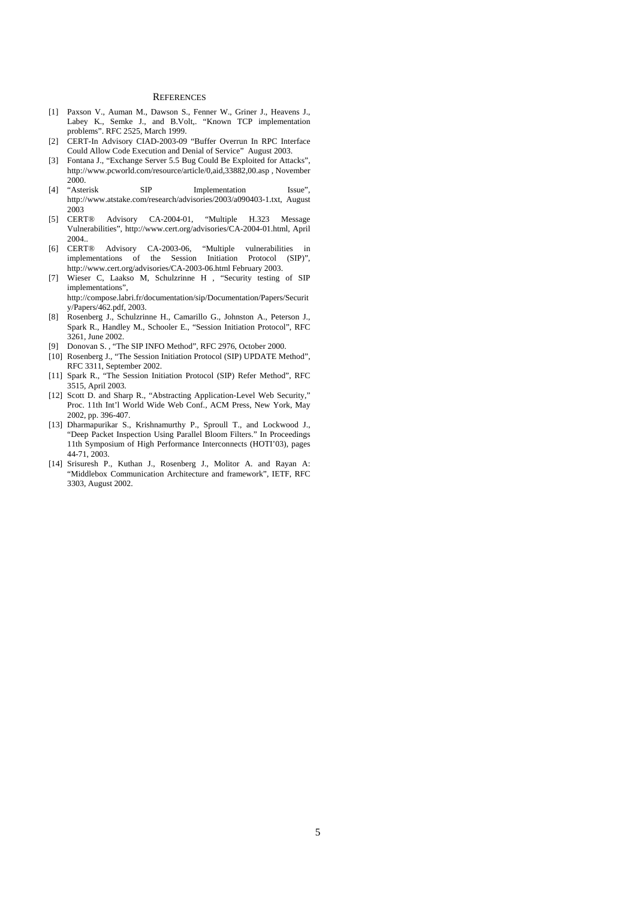## REFERENCES

[1] Paxson V., Auman M., Dawson S., Fenner W., Griner J., Heavens J., Labey K., Semke J., and B.Volt,. "Known TCP implementation problems". RFC 2525, March 1999.

[2] CERT-In Advisory CIAD-2003-09 "Buffer Overrun In RPC Interface Could Allow Code Execution and Denial of Service" August 2003.

[3] Fontana J., "Exchange Server 5.5 Bug Could Be Exploited for Attacks", http://www.pcworld.com/resource/article/0,aid,33882,00.asp , November 2000.

[4] "Asterisk SIP Implementation Issue", http://www.atstake.com/research/advisories/2003/a090403-1.txt, August 2003

[5] CERT® Advisory CA-2004-01, "Multiple H.323 Message Vulnerabilities", http://www.cert.org/advisories/CA-2004-01.html, April 2004..

[6] CERT® Advisory CA-2003-06, "Multiple vulnerabilities in implementations of the Session Initiation Protocol (SIP)", http://www.cert.org/advisories/CA-2003-06.html February 2003.

[7] Wieser C, Laakso M, Schulzrinne H , "Security testing of SIP implementations", http://compose.labri.fr/documentation/sip/Documentation/Papers/Security/Papers/462.pdf, 2003.

[8] Rosenberg J., Schulzrinne H., Camarillo G., Johnston A., Peterson J., Spark R., Handley M., Schooler E., "Session Initiation Protocol", RFC 3261, June 2002.

[9] Donovan S. , "The SIP INFO Method", RFC 2976, October 2000.

[10] Rosenberg J., "The Session Initiation Protocol (SIP) UPDATE Method", RFC 3311, September 2002.

[11] Spark R., "The Session Initiation Protocol (SIP) Refer Method", RFC 3515, April 2003.

[12] Scott D. and Sharp R., "Abstracting Application-Level Web Security," Proc. 11th Int'l World Wide Web Conf., ACM Press, New York, May 2002, pp. 396-407.

[13] Dharmapurikar S., Krishnamurthy P., Sproull T., and Lockwood J., "Deep Packet Inspection Using Parallel Bloom Filters." In Proceedings 11th Symposium of High Performance Interconnects (HOTI'03), pages 44-71, 2003.

[14] Srisuresh P., Kuthan J., Rosenberg J., Molitor A. and Rayan A: "Middlebox Communication Architecture and framework", IETF, RFC 3303, August 2002.